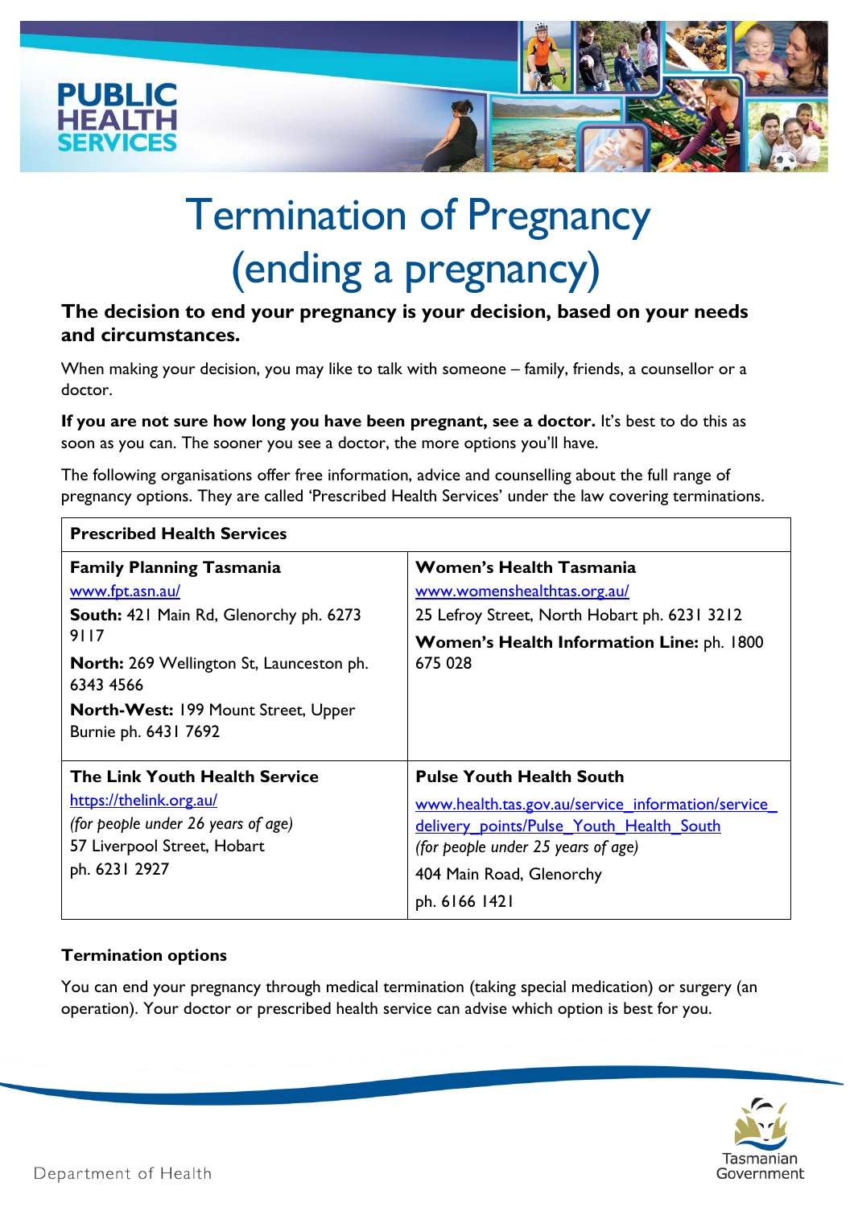# Termination of Pregnancy (ending a pregnancy)

**The decision to end your pregnancy is your decision, based on your needs and circumstances.**

When making your decision, you may like to talk with someone – family, friends, a counsellor or a doctor.

**If you are not sure how long you have been pregnant, see a doctor.** It's best to do this as soon as you can. The sooner you see a doctor, the more options you'll have.

The following organisations offer free information, advice and counselling about the full range of pregnancy options. They are called 'Prescribed Health Services' under the law covering terminations.

| **Prescribed Health Services** | |
|---|---|
| **Family Planning Tasmania**<br>www.fpt.asn.au/<br>**South:** 421 Main Rd, Glenorchy ph. 6273 9117<br>**North:** 269 Wellington St, Launceston ph. 6343 4566<br>**North-West:** 199 Mount Street, Upper Burnie ph. 6431 7692 | **Women's Health Tasmania**<br>www.womenshealthtas.org.au/<br>25 Lefroy Street, North Hobart ph. 6231 3212<br>**Women's Health Information Line:** ph. 1800 675 028 |
| **The Link Youth Health Service**<br>https://thelink.org.au/<br>*(for people under 26 years of age)*<br>57 Liverpool Street, Hobart<br>ph. 6231 2927 | **Pulse Youth Health South**<br>www.health.tas.gov.au/service_information/service_delivery_points/Pulse_Youth_Health_South<br>*(for people under 25 years of age)*<br>404 Main Road, Glenorchy<br>ph. 6166 1421 |

**Termination options**

You can end your pregnancy through medical termination (taking special medication) or surgery (an operation). Your doctor or prescribed health service can advise which option is best for you.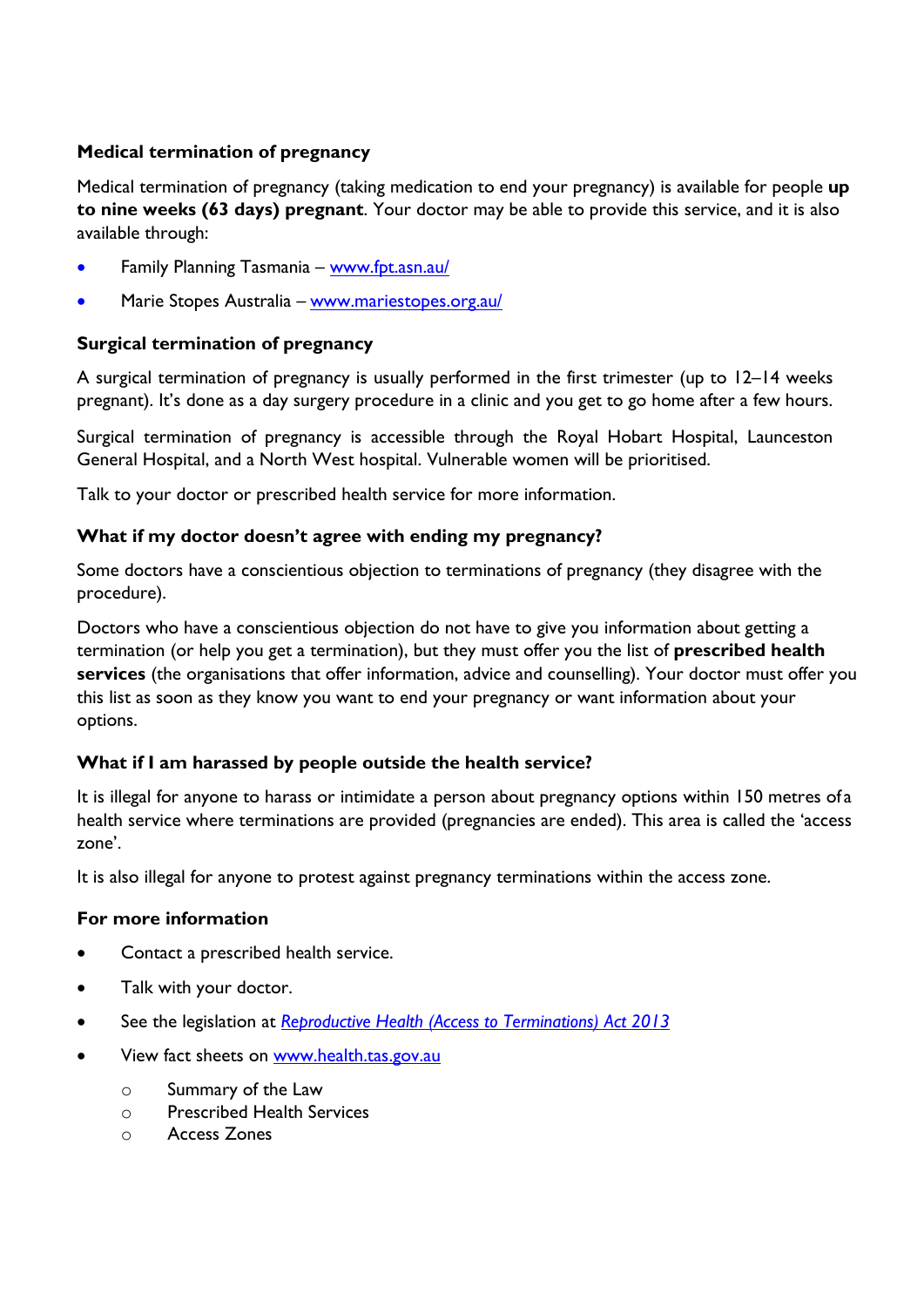### Medical termination of pregnancy

Medical termination of pregnancy (taking medication to end your pregnancy) is available for people **up to nine weeks (63 days) pregnant**. Your doctor may be able to provide this service, and it is also available through:

- Family Planning Tasmania – [www.fpt.asn.au/](www.fpt.asn.au/)
- Marie Stopes Australia – [www.mariestopes.org.au/](www.mariestopes.org.au/)

### Surgical termination of pregnancy

A surgical termination of pregnancy is usually performed in the first trimester (up to 12–14 weeks pregnant). It's done as a day surgery procedure in a clinic and you get to go home after a few hours.

Surgical termination of pregnancy is accessible through the Royal Hobart Hospital, Launceston General Hospital, and a North West hospital. Vulnerable women will be prioritised.

Talk to your doctor or prescribed health service for more information.

### What if my doctor doesn't agree with ending my pregnancy?

Some doctors have a conscientious objection to terminations of pregnancy (they disagree with the procedure).

Doctors who have a conscientious objection do not have to give you information about getting a termination (or help you get a termination), but they must offer you the list of **prescribed health services** (the organisations that offer information, advice and counselling). Your doctor must offer you this list as soon as they know you want to end your pregnancy or want information about your options.

### What if I am harassed by people outside the health service?

It is illegal for anyone to harass or intimidate a person about pregnancy options within 150 metres of a health service where terminations are provided (pregnancies are ended). This area is called the 'access zone'.

It is also illegal for anyone to protest against pregnancy terminations within the access zone.

### For more information

- Contact a prescribed health service.
- Talk with your doctor.
- See the legislation at *Reproductive Health (Access to Terminations) Act 2013*
- View fact sheets on [www.health.tas.gov.au](www.health.tas.gov.au)
  - Summary of the Law
  - Prescribed Health Services
  - Access Zones